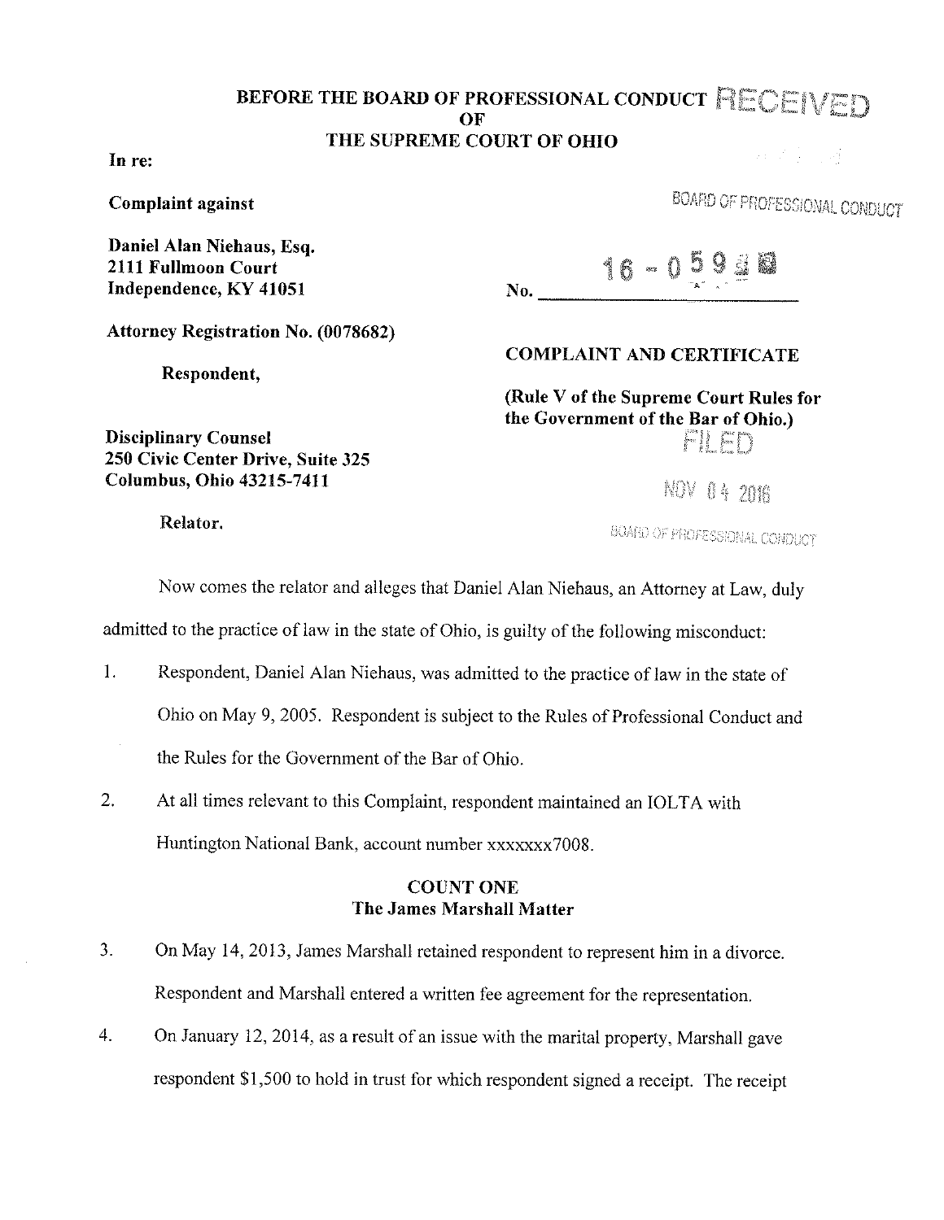**BEFORE THE BOARD OF PROFESSIONAL CONDUCT**
**OF**
**THE SUPREME COURT OF OHIO**

RECEIVED

BOARD OF PROFESSIONAL CONDUCT

**In re:**

**Complaint against**

**Daniel Alan Niehaus, Esq.**
**2111 Fullmoon Court**
**Independence, KY 41051**

**Attorney Registration No. (0078682)**

**Respondent,**

**Disciplinary Counsel**
**250 Civic Center Drive, Suite 325**
**Columbus, Ohio 43215-7411**

**Relator.**

**No.** 16 - 059

**COMPLAINT AND CERTIFICATE**

**(Rule V of the Supreme Court Rules for the Government of the Bar of Ohio.)**

FILED

NOV 04 2016

BOARD OF PROFESSIONAL CONDUCT

Now comes the relator and alleges that Daniel Alan Niehaus, an Attorney at Law, duly admitted to the practice of law in the state of Ohio, is guilty of the following misconduct:

1. Respondent, Daniel Alan Niehaus, was admitted to the practice of law in the state of Ohio on May 9, 2005. Respondent is subject to the Rules of Professional Conduct and the Rules for the Government of the Bar of Ohio.

2. At all times relevant to this Complaint, respondent maintained an IOLTA with Huntington National Bank, account number xxxxxxx7008.

## COUNT ONE
## The James Marshall Matter

3. On May 14, 2013, James Marshall retained respondent to represent him in a divorce. Respondent and Marshall entered a written fee agreement for the representation.

4. On January 12, 2014, as a result of an issue with the marital property, Marshall gave respondent $1,500 to hold in trust for which respondent signed a receipt. The receipt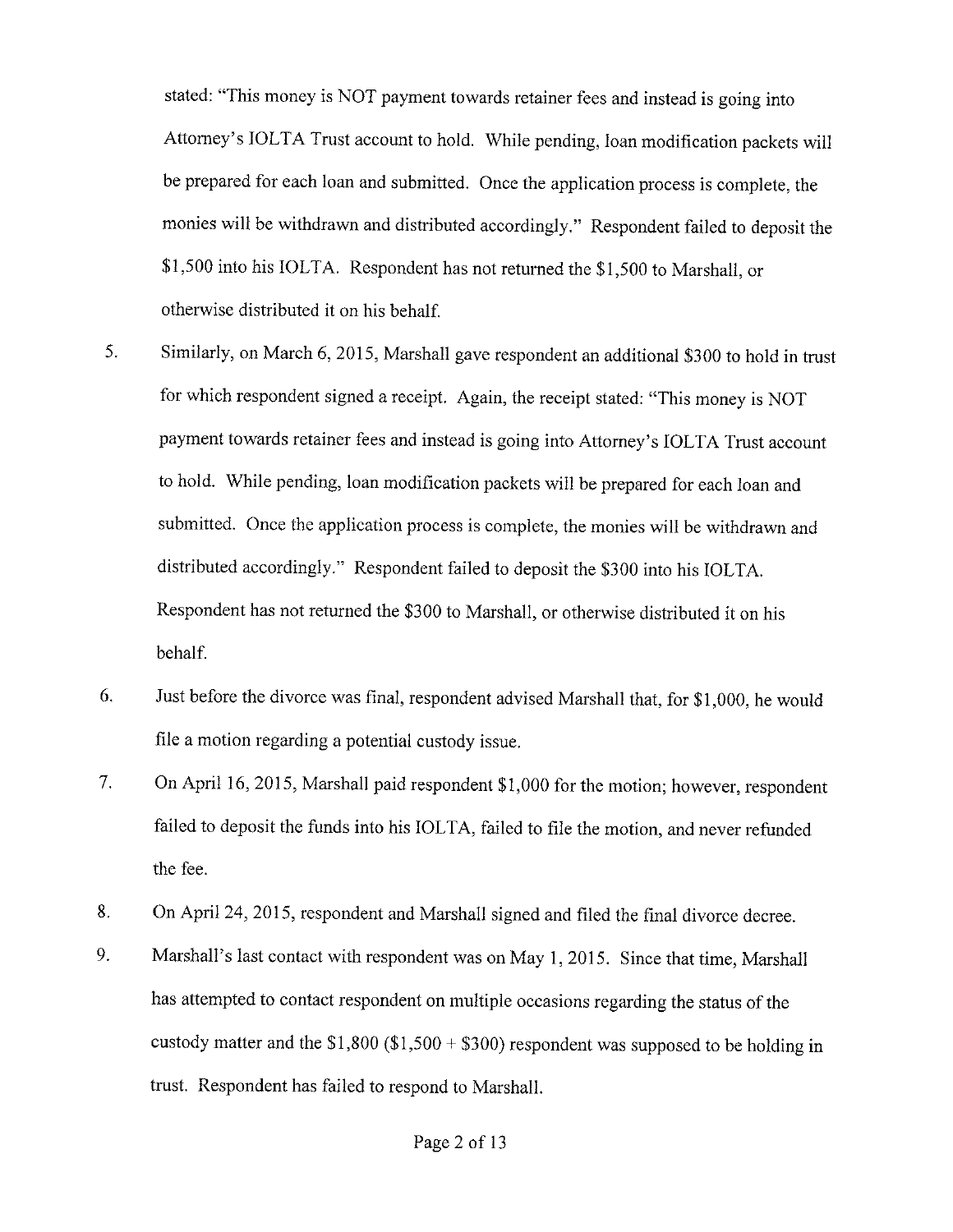stated: "This money is NOT payment towards retainer fees and instead is going into Attorney's IOLTA Trust account to hold. While pending, loan modification packets will be prepared for each loan and submitted. Once the application process is complete, the monies will be withdrawn and distributed accordingly." Respondent failed to deposit the $1,500 into his IOLTA. Respondent has not returned the $1,500 to Marshall, or otherwise distributed it on his behalf.

5. Similarly, on March 6, 2015, Marshall gave respondent an additional $300 to hold in trust for which respondent signed a receipt. Again, the receipt stated: "This money is NOT payment towards retainer fees and instead is going into Attorney's IOLTA Trust account to hold. While pending, loan modification packets will be prepared for each loan and submitted. Once the application process is complete, the monies will be withdrawn and distributed accordingly." Respondent failed to deposit the $300 into his IOLTA. Respondent has not returned the $300 to Marshall, or otherwise distributed it on his behalf.

6. Just before the divorce was final, respondent advised Marshall that, for $1,000, he would file a motion regarding a potential custody issue.

7. On April 16, 2015, Marshall paid respondent $1,000 for the motion; however, respondent failed to deposit the funds into his IOLTA, failed to file the motion, and never refunded the fee.

8. On April 24, 2015, respondent and Marshall signed and filed the final divorce decree.

9. Marshall's last contact with respondent was on May 1, 2015. Since that time, Marshall has attempted to contact respondent on multiple occasions regarding the status of the custody matter and the $1,800 ($1,500 + $300) respondent was supposed to be holding in trust. Respondent has failed to respond to Marshall.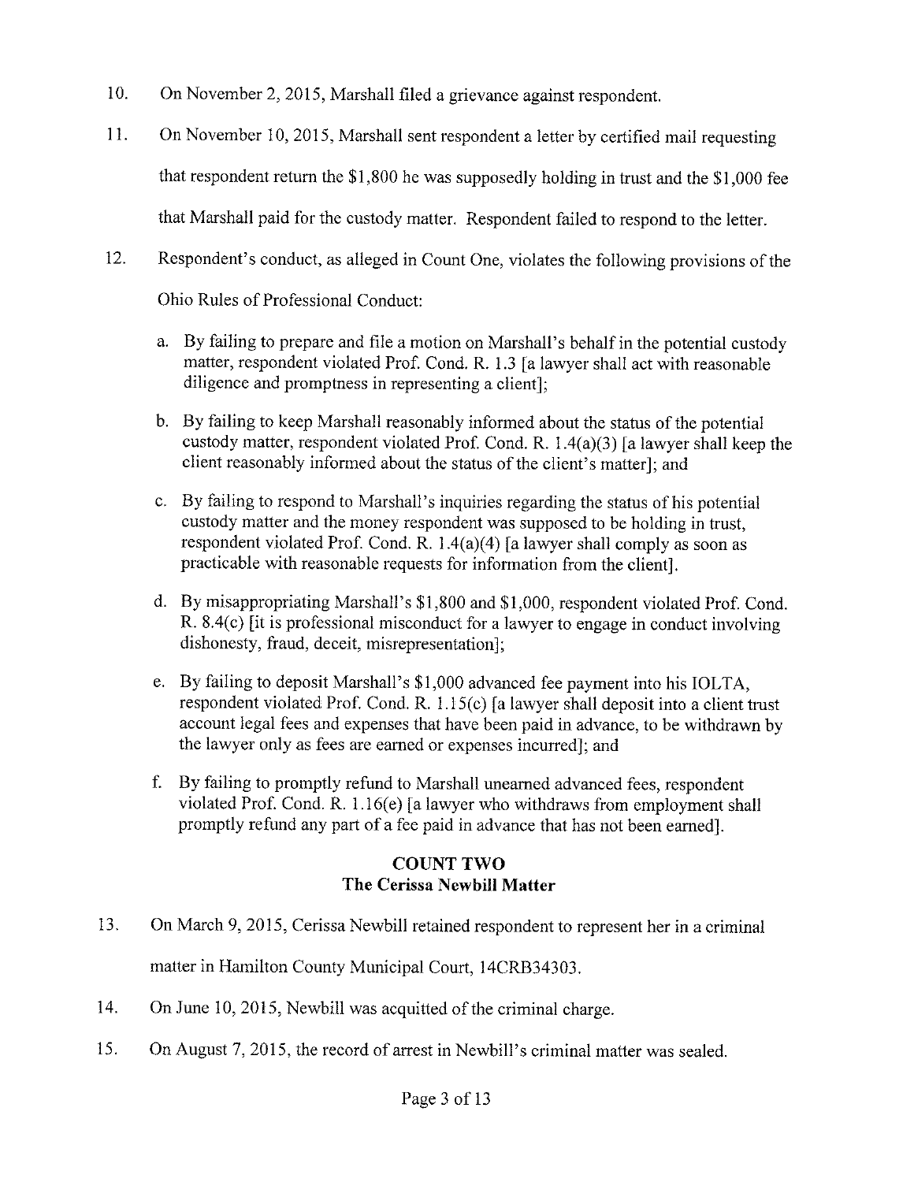10. On November 2, 2015, Marshall filed a grievance against respondent.

11. On November 10, 2015, Marshall sent respondent a letter by certified mail requesting that respondent return the $1,800 he was supposedly holding in trust and the $1,000 fee that Marshall paid for the custody matter. Respondent failed to respond to the letter.

12. Respondent's conduct, as alleged in Count One, violates the following provisions of the Ohio Rules of Professional Conduct:

    a. By failing to prepare and file a motion on Marshall's behalf in the potential custody matter, respondent violated Prof. Cond. R. 1.3 [a lawyer shall act with reasonable diligence and promptness in representing a client];

    b. By failing to keep Marshall reasonably informed about the status of the potential custody matter, respondent violated Prof. Cond. R. 1.4(a)(3) [a lawyer shall keep the client reasonably informed about the status of the client's matter]; and

    c. By failing to respond to Marshall's inquiries regarding the status of his potential custody matter and the money respondent was supposed to be holding in trust, respondent violated Prof. Cond. R. 1.4(a)(4) [a lawyer shall comply as soon as practicable with reasonable requests for information from the client].

    d. By misappropriating Marshall's $1,800 and $1,000, respondent violated Prof. Cond. R. 8.4(c) [it is professional misconduct for a lawyer to engage in conduct involving dishonesty, fraud, deceit, misrepresentation];

    e. By failing to deposit Marshall's $1,000 advanced fee payment into his IOLTA, respondent violated Prof. Cond. R. 1.15(c) [a lawyer shall deposit into a client trust account legal fees and expenses that have been paid in advance, to be withdrawn by the lawyer only as fees are earned or expenses incurred]; and

    f. By failing to promptly refund to Marshall unearned advanced fees, respondent violated Prof. Cond. R. 1.16(e) [a lawyer who withdraws from employment shall promptly refund any part of a fee paid in advance that has not been earned].

## COUNT TWO
## The Cerissa Newbill Matter

13. On March 9, 2015, Cerissa Newbill retained respondent to represent her in a criminal matter in Hamilton County Municipal Court, 14CRB34303.

14. On June 10, 2015, Newbill was acquitted of the criminal charge.

15. On August 7, 2015, the record of arrest in Newbill's criminal matter was sealed.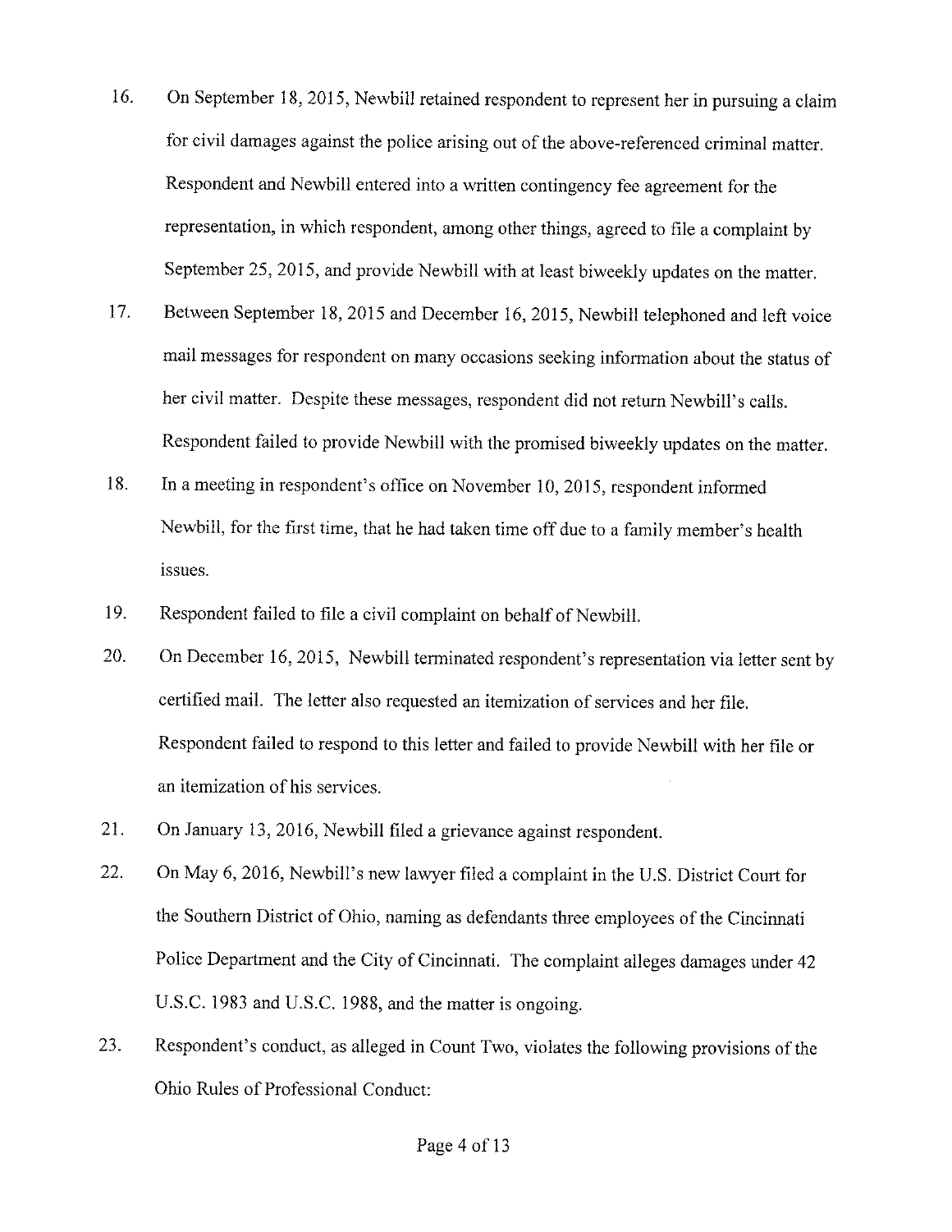16. On September 18, 2015, Newbill retained respondent to represent her in pursuing a claim for civil damages against the police arising out of the above-referenced criminal matter. Respondent and Newbill entered into a written contingency fee agreement for the representation, in which respondent, among other things, agreed to file a complaint by September 25, 2015, and provide Newbill with at least biweekly updates on the matter.

17. Between September 18, 2015 and December 16, 2015, Newbill telephoned and left voice mail messages for respondent on many occasions seeking information about the status of her civil matter. Despite these messages, respondent did not return Newbill's calls. Respondent failed to provide Newbill with the promised biweekly updates on the matter.

18. In a meeting in respondent's office on November 10, 2015, respondent informed Newbill, for the first time, that he had taken time off due to a family member's health issues.

19. Respondent failed to file a civil complaint on behalf of Newbill.

20. On December 16, 2015, Newbill terminated respondent's representation via letter sent by certified mail. The letter also requested an itemization of services and her file. Respondent failed to respond to this letter and failed to provide Newbill with her file or an itemization of his services.

21. On January 13, 2016, Newbill filed a grievance against respondent.

22. On May 6, 2016, Newbill's new lawyer filed a complaint in the U.S. District Court for the Southern District of Ohio, naming as defendants three employees of the Cincinnati Police Department and the City of Cincinnati. The complaint alleges damages under 42 U.S.C. 1983 and U.S.C. 1988, and the matter is ongoing.

23. Respondent's conduct, as alleged in Count Two, violates the following provisions of the Ohio Rules of Professional Conduct: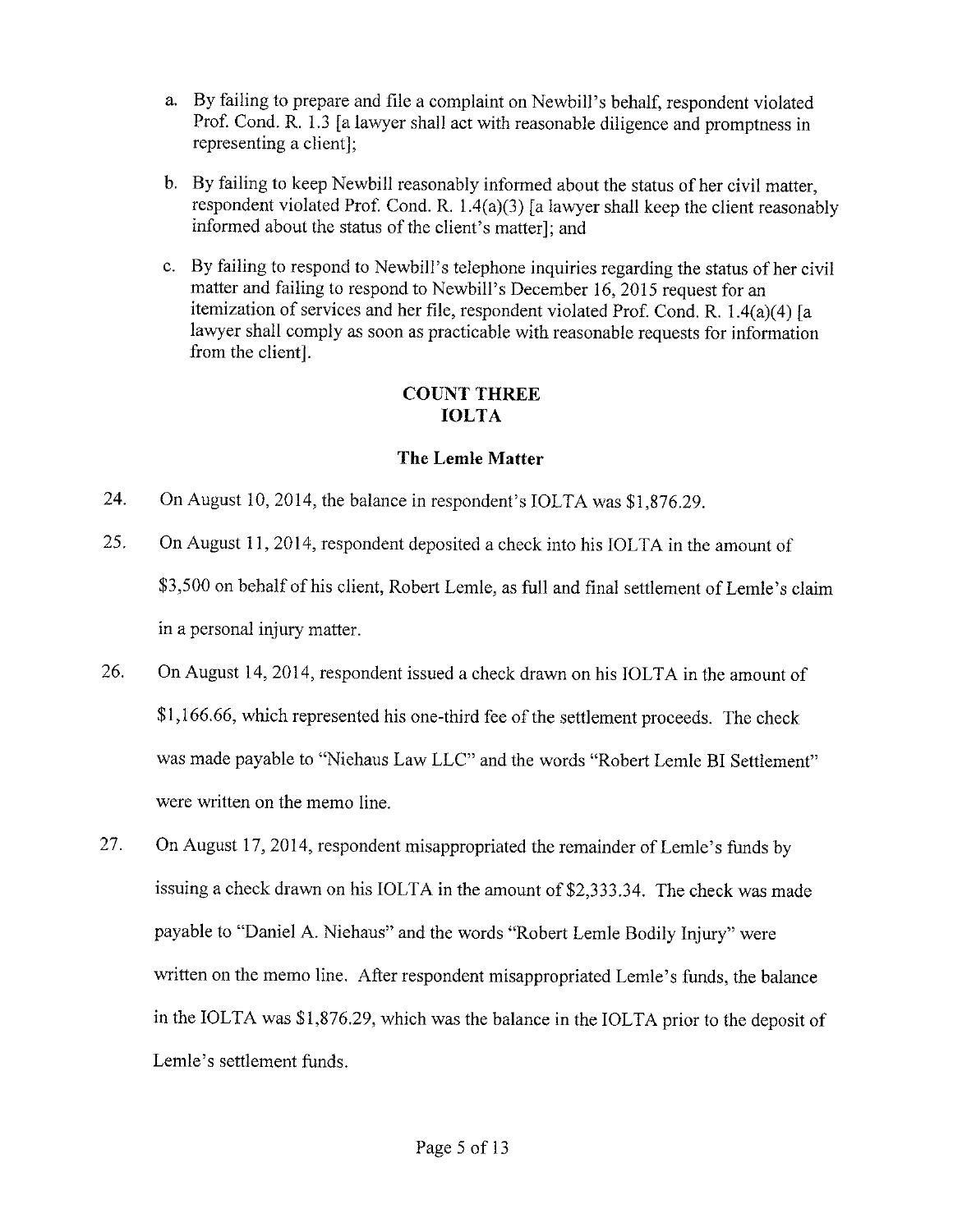a. By failing to prepare and file a complaint on Newbill's behalf, respondent violated Prof. Cond. R. 1.3 [a lawyer shall act with reasonable diligence and promptness in representing a client];

b. By failing to keep Newbill reasonably informed about the status of her civil matter, respondent violated Prof. Cond. R. 1.4(a)(3) [a lawyer shall keep the client reasonably informed about the status of the client's matter]; and

c. By failing to respond to Newbill's telephone inquiries regarding the status of her civil matter and failing to respond to Newbill's December 16, 2015 request for an itemization of services and her file, respondent violated Prof. Cond. R. 1.4(a)(4) [a lawyer shall comply as soon as practicable with reasonable requests for information from the client].

## COUNT THREE
## IOLTA

### The Lemle Matter

24. On August 10, 2014, the balance in respondent's IOLTA was $1,876.29.

25. On August 11, 2014, respondent deposited a check into his IOLTA in the amount of $3,500 on behalf of his client, Robert Lemle, as full and final settlement of Lemle's claim in a personal injury matter.

26. On August 14, 2014, respondent issued a check drawn on his IOLTA in the amount of $1,166.66, which represented his one-third fee of the settlement proceeds. The check was made payable to "Niehaus Law LLC" and the words "Robert Lemle BI Settlement" were written on the memo line.

27. On August 17, 2014, respondent misappropriated the remainder of Lemle's funds by issuing a check drawn on his IOLTA in the amount of $2,333.34. The check was made payable to "Daniel A. Niehaus" and the words "Robert Lemle Bodily Injury" were written on the memo line. After respondent misappropriated Lemle's funds, the balance in the IOLTA was $1,876.29, which was the balance in the IOLTA prior to the deposit of Lemle's settlement funds.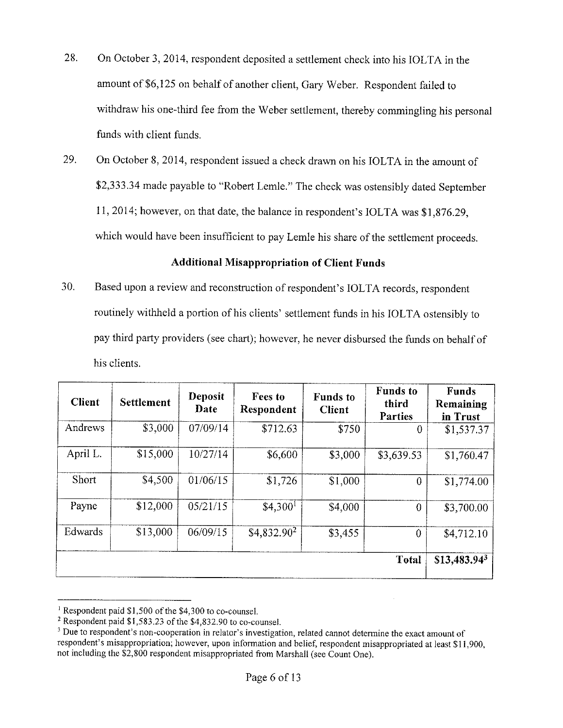28. On October 3, 2014, respondent deposited a settlement check into his IOLTA in the amount of $6,125 on behalf of another client, Gary Weber. Respondent failed to withdraw his one-third fee from the Weber settlement, thereby commingling his personal funds with client funds.

29. On October 8, 2014, respondent issued a check drawn on his IOLTA in the amount of $2,333.34 made payable to "Robert Lemle." The check was ostensibly dated September 11, 2014; however, on that date, the balance in respondent's IOLTA was $1,876.29, which would have been insufficient to pay Lemle his share of the settlement proceeds.

**Additional Misappropriation of Client Funds**

30. Based upon a review and reconstruction of respondent's IOLTA records, respondent routinely withheld a portion of his clients' settlement funds in his IOLTA ostensibly to pay third party providers (see chart); however, he never disbursed the funds on behalf of his clients.

| Client | Settlement | Deposit Date | Fees to Respondent | Funds to Client | Funds to third Parties | Funds Remaining in Trust |
|---|---|---|---|---|---|---|
| Andrews | $3,000 | 07/09/14 | $712.63 | $750 | 0 | $1,537.37 |
| April L. | $15,000 | 10/27/14 | $6,600 | $3,000 | $3,639.53 | $1,760.47 |
| Short | $4,500 | 01/06/15 | $1,726 | $1,000 | 0 | $1,774.00 |
| Payne | $12,000 | 05/21/15 | $4,300[1] | $4,000 | 0 | $3,700.00 |
| Edwards | $13,000 | 06/09/15 | $4,832.90[2] | $3,455 | 0 | $4,712.10 |
| | | | | | **Total** | **$13,483.94[3]** |

[1] Respondent paid $1,500 of the $4,300 to co-counsel.

[2] Respondent paid $1,583.23 of the $4,832.90 to co-counsel.

[3] Due to respondent's non-cooperation in relator's investigation, related cannot determine the exact amount of respondent's misappropriation; however, upon information and belief, respondent misappropriated at least $11,900, not including the $2,800 respondent misappropriated from Marshall (see Count One).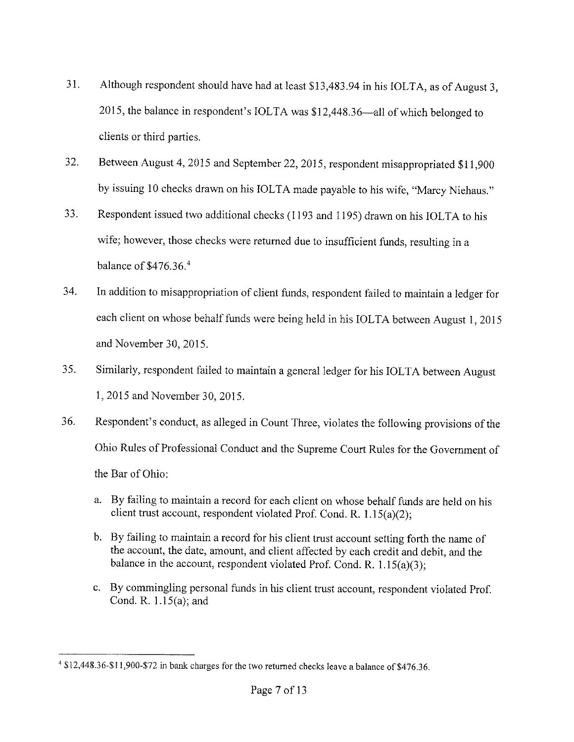31. Although respondent should have had at least $13,483.94 in his IOLTA, as of August 3, 2015, the balance in respondent's IOLTA was $12,448.36—all of which belonged to clients or third parties.

32. Between August 4, 2015 and September 22, 2015, respondent misappropriated $11,900 by issuing 10 checks drawn on his IOLTA made payable to his wife, "Marcy Niehaus."

33. Respondent issued two additional checks (1193 and 1195) drawn on his IOLTA to his wife; however, those checks were returned due to insufficient funds, resulting in a balance of $476.36.[4]

34. In addition to misappropriation of client funds, respondent failed to maintain a ledger for each client on whose behalf funds were being held in his IOLTA between August 1, 2015 and November 30, 2015.

35. Similarly, respondent failed to maintain a general ledger for his IOLTA between August 1, 2015 and November 30, 2015.

36. Respondent's conduct, as alleged in Count Three, violates the following provisions of the Ohio Rules of Professional Conduct and the Supreme Court Rules for the Government of the Bar of Ohio:

    a. By failing to maintain a record for each client on whose behalf funds are held on his client trust account, respondent violated Prof. Cond. R. 1.15(a)(2);

    b. By failing to maintain a record for his client trust account setting forth the name of the account, the date, amount, and client affected by each credit and debit, and the balance in the account, respondent violated Prof. Cond. R. 1.15(a)(3);

    c. By commingling personal funds in his client trust account, respondent violated Prof. Cond. R. 1.15(a); and

---

[4] $12,448.36-$11,900-$72 in bank charges for the two returned checks leave a balance of $476.36.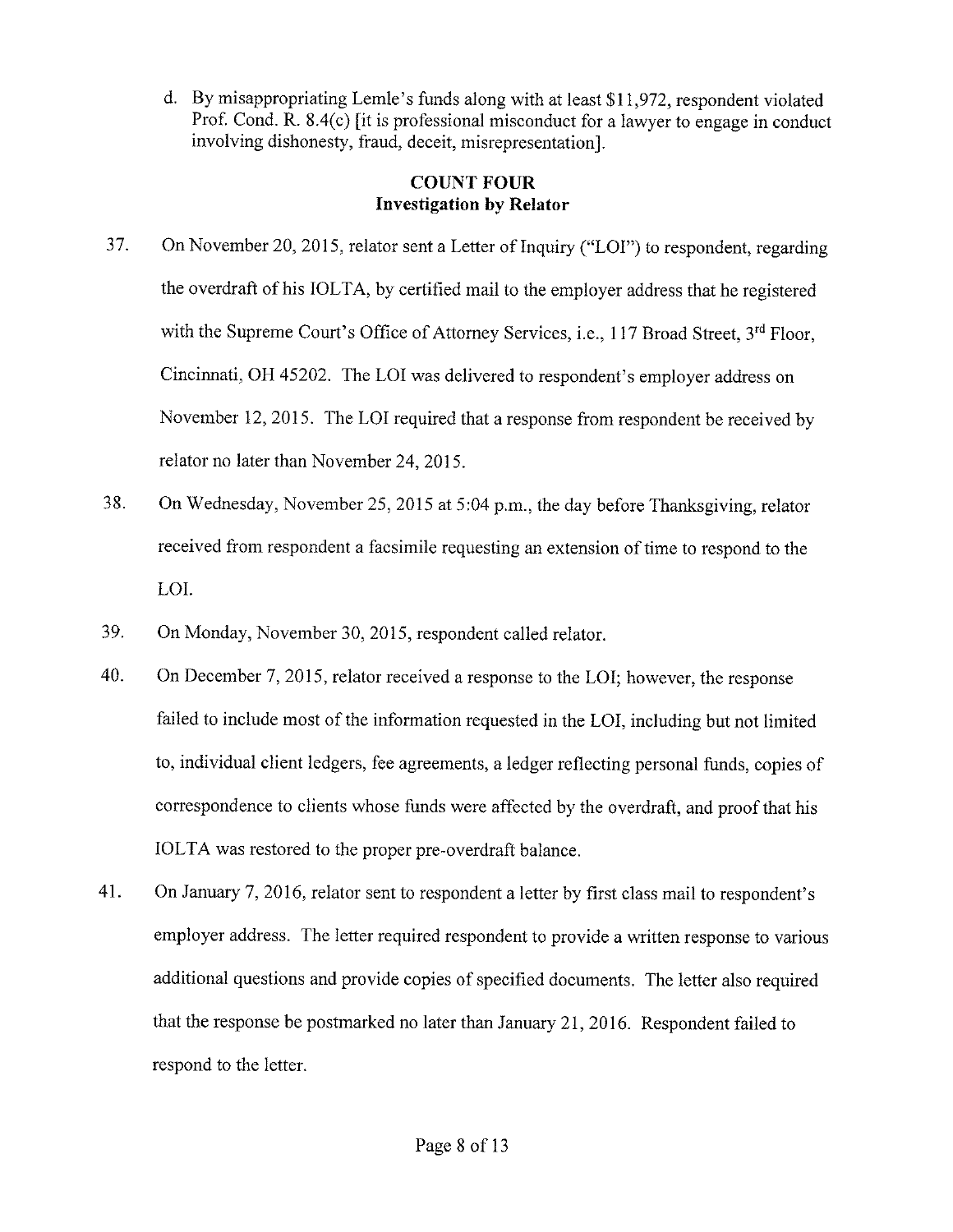d. By misappropriating Lemle's funds along with at least $11,972, respondent violated Prof. Cond. R. 8.4(c) [it is professional misconduct for a lawyer to engage in conduct involving dishonesty, fraud, deceit, misrepresentation].

## COUNT FOUR
### Investigation by Relator

37. On November 20, 2015, relator sent a Letter of Inquiry ("LOI") to respondent, regarding the overdraft of his IOLTA, by certified mail to the employer address that he registered with the Supreme Court's Office of Attorney Services, i.e., 117 Broad Street, 3rd Floor, Cincinnati, OH 45202. The LOI was delivered to respondent's employer address on November 12, 2015. The LOI required that a response from respondent be received by relator no later than November 24, 2015.

38. On Wednesday, November 25, 2015 at 5:04 p.m., the day before Thanksgiving, relator received from respondent a facsimile requesting an extension of time to respond to the LOI.

39. On Monday, November 30, 2015, respondent called relator.

40. On December 7, 2015, relator received a response to the LOI; however, the response failed to include most of the information requested in the LOI, including but not limited to, individual client ledgers, fee agreements, a ledger reflecting personal funds, copies of correspondence to clients whose funds were affected by the overdraft, and proof that his IOLTA was restored to the proper pre-overdraft balance.

41. On January 7, 2016, relator sent to respondent a letter by first class mail to respondent's employer address. The letter required respondent to provide a written response to various additional questions and provide copies of specified documents. The letter also required that the response be postmarked no later than January 21, 2016. Respondent failed to respond to the letter.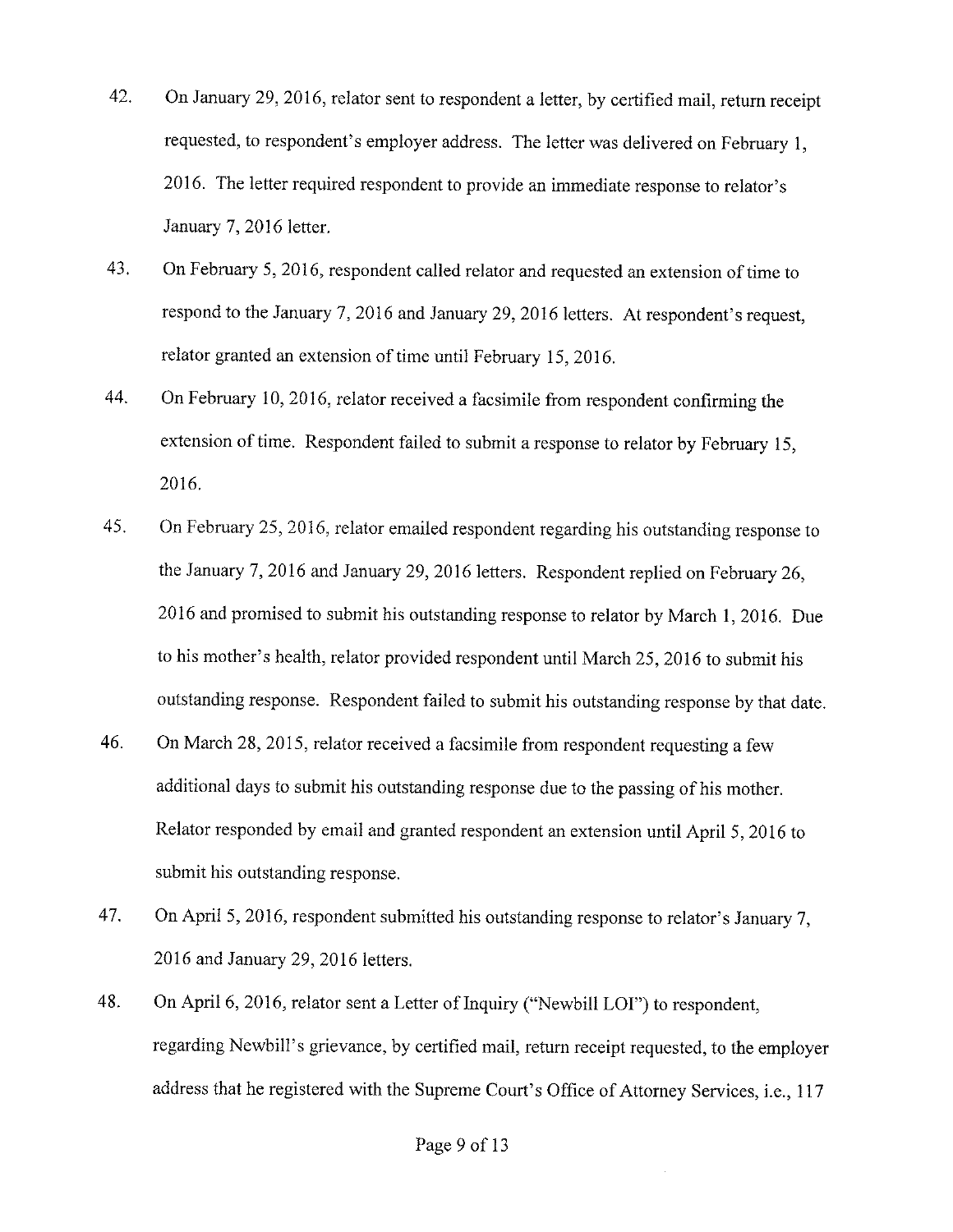42. On January 29, 2016, relator sent to respondent a letter, by certified mail, return receipt requested, to respondent's employer address. The letter was delivered on February 1, 2016. The letter required respondent to provide an immediate response to relator's January 7, 2016 letter.

43. On February 5, 2016, respondent called relator and requested an extension of time to respond to the January 7, 2016 and January 29, 2016 letters. At respondent's request, relator granted an extension of time until February 15, 2016.

44. On February 10, 2016, relator received a facsimile from respondent confirming the extension of time. Respondent failed to submit a response to relator by February 15, 2016.

45. On February 25, 2016, relator emailed respondent regarding his outstanding response to the January 7, 2016 and January 29, 2016 letters. Respondent replied on February 26, 2016 and promised to submit his outstanding response to relator by March 1, 2016. Due to his mother's health, relator provided respondent until March 25, 2016 to submit his outstanding response. Respondent failed to submit his outstanding response by that date.

46. On March 28, 2015, relator received a facsimile from respondent requesting a few additional days to submit his outstanding response due to the passing of his mother. Relator responded by email and granted respondent an extension until April 5, 2016 to submit his outstanding response.

47. On April 5, 2016, respondent submitted his outstanding response to relator's January 7, 2016 and January 29, 2016 letters.

48. On April 6, 2016, relator sent a Letter of Inquiry ("Newbill LOI") to respondent, regarding Newbill's grievance, by certified mail, return receipt requested, to the employer address that he registered with the Supreme Court's Office of Attorney Services, i.e., 117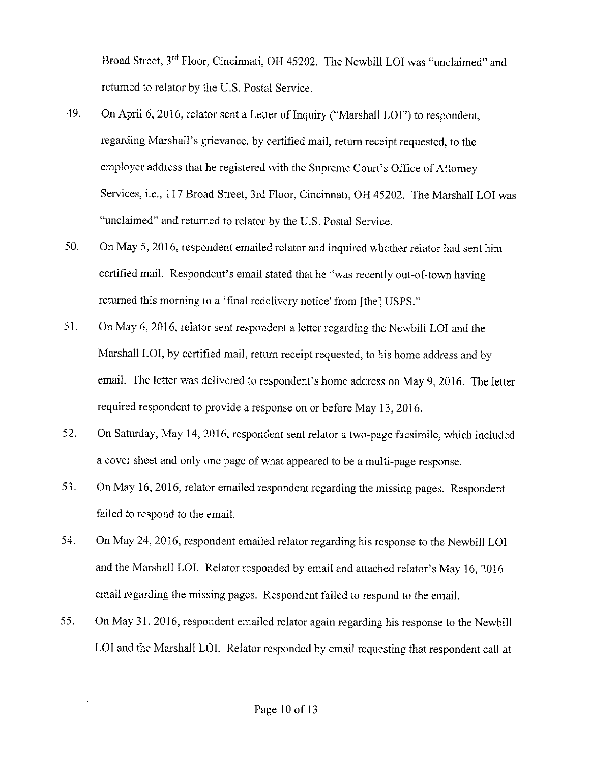Broad Street, 3rd Floor, Cincinnati, OH 45202. The Newbill LOI was "unclaimed" and returned to relator by the U.S. Postal Service.

49. On April 6, 2016, relator sent a Letter of Inquiry ("Marshall LOI") to respondent, regarding Marshall's grievance, by certified mail, return receipt requested, to the employer address that he registered with the Supreme Court's Office of Attorney Services, i.e., 117 Broad Street, 3rd Floor, Cincinnati, OH 45202. The Marshall LOI was "unclaimed" and returned to relator by the U.S. Postal Service.

50. On May 5, 2016, respondent emailed relator and inquired whether relator had sent him certified mail. Respondent's email stated that he "was recently out-of-town having returned this morning to a 'final redelivery notice' from [the] USPS."

51. On May 6, 2016, relator sent respondent a letter regarding the Newbill LOI and the Marshall LOI, by certified mail, return receipt requested, to his home address and by email. The letter was delivered to respondent's home address on May 9, 2016. The letter required respondent to provide a response on or before May 13, 2016.

52. On Saturday, May 14, 2016, respondent sent relator a two-page facsimile, which included a cover sheet and only one page of what appeared to be a multi-page response.

53. On May 16, 2016, relator emailed respondent regarding the missing pages. Respondent failed to respond to the email.

54. On May 24, 2016, respondent emailed relator regarding his response to the Newbill LOI and the Marshall LOI. Relator responded by email and attached relator's May 16, 2016 email regarding the missing pages. Respondent failed to respond to the email.

55. On May 31, 2016, respondent emailed relator again regarding his response to the Newbill LOI and the Marshall LOI. Relator responded by email requesting that respondent call at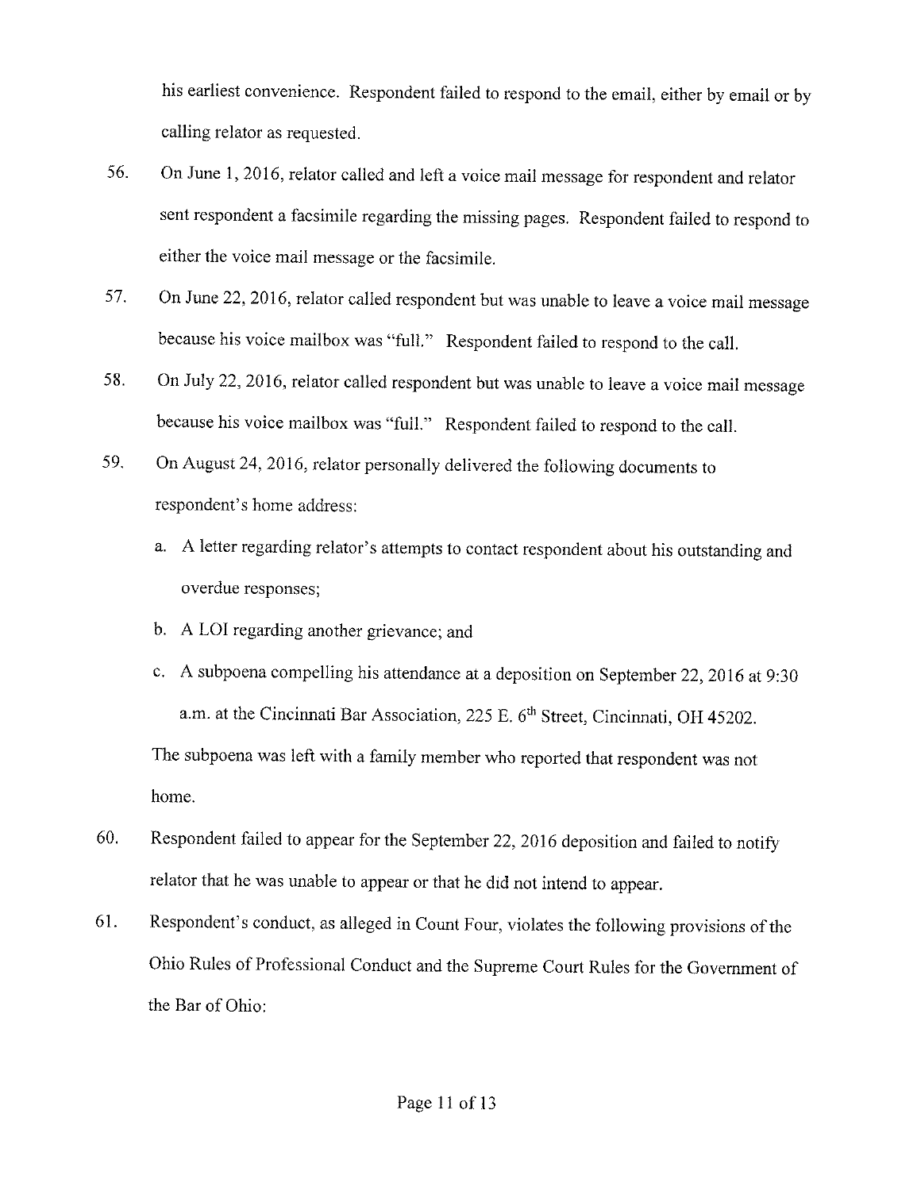his earliest convenience. Respondent failed to respond to the email, either by email or by calling relator as requested.

56. On June 1, 2016, relator called and left a voice mail message for respondent and relator sent respondent a facsimile regarding the missing pages. Respondent failed to respond to either the voice mail message or the facsimile.

57. On June 22, 2016, relator called respondent but was unable to leave a voice mail message because his voice mailbox was "full." Respondent failed to respond to the call.

58. On July 22, 2016, relator called respondent but was unable to leave a voice mail message because his voice mailbox was "full." Respondent failed to respond to the call.

59. On August 24, 2016, relator personally delivered the following documents to respondent's home address:

    a. A letter regarding relator's attempts to contact respondent about his outstanding and overdue responses;

    b. A LOI regarding another grievance; and

    c. A subpoena compelling his attendance at a deposition on September 22, 2016 at 9:30 a.m. at the Cincinnati Bar Association, 225 E. 6th Street, Cincinnati, OH 45202.

    The subpoena was left with a family member who reported that respondent was not home.

60. Respondent failed to appear for the September 22, 2016 deposition and failed to notify relator that he was unable to appear or that he did not intend to appear.

61. Respondent's conduct, as alleged in Count Four, violates the following provisions of the Ohio Rules of Professional Conduct and the Supreme Court Rules for the Government of the Bar of Ohio: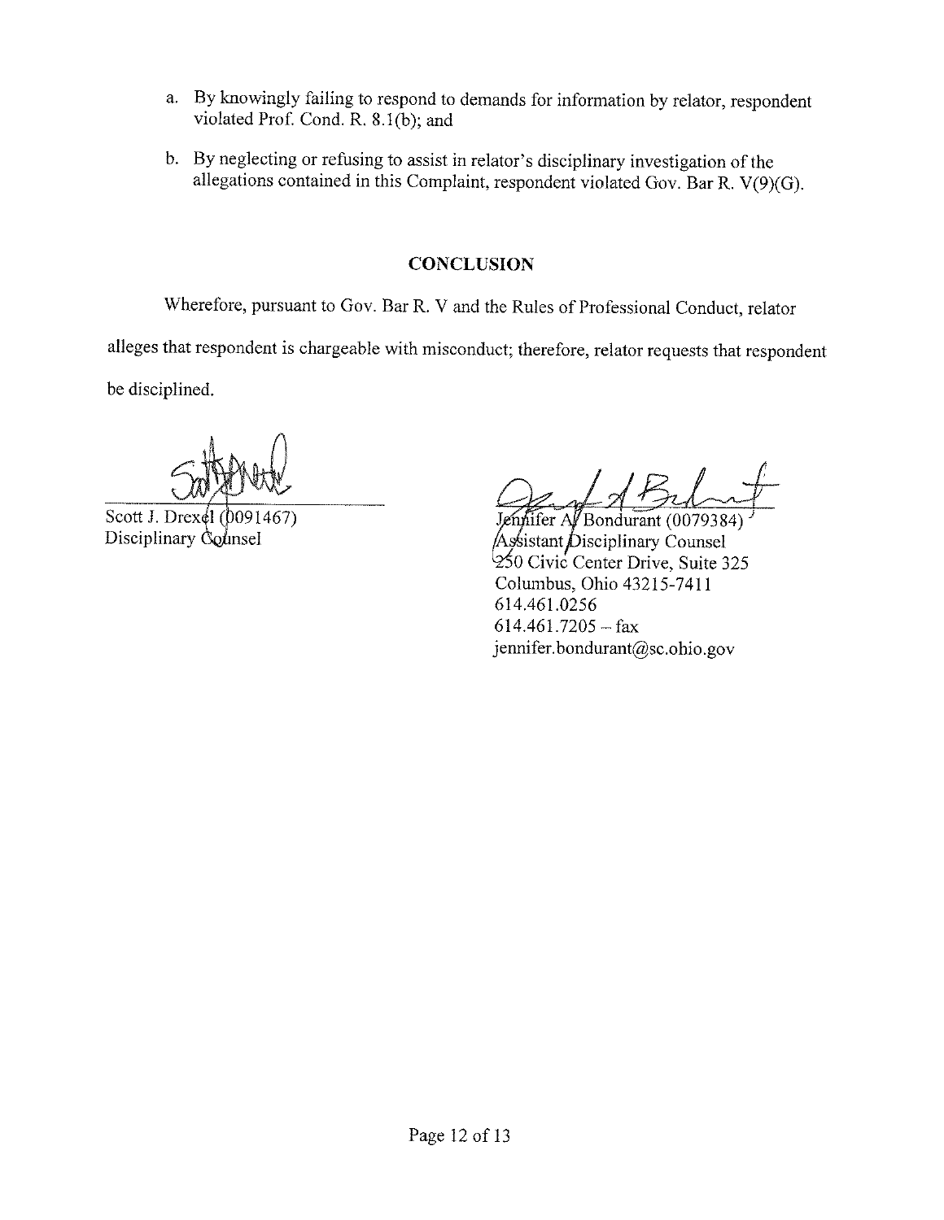a. By knowingly failing to respond to demands for information by relator, respondent violated Prof. Cond. R. 8.1(b); and

b. By neglecting or refusing to assist in relator's disciplinary investigation of the allegations contained in this Complaint, respondent violated Gov. Bar R. V(9)(G).

## CONCLUSION

Wherefore, pursuant to Gov. Bar R. V and the Rules of Professional Conduct, relator alleges that respondent is chargeable with misconduct; therefore, relator requests that respondent be disciplined.

Scott J. Drexel (0091467)
Disciplinary Counsel

Jennifer A. Bondurant (0079384)
Assistant Disciplinary Counsel
250 Civic Center Drive, Suite 325
Columbus, Ohio 43215-7411
614.461.0256
614.461.7205 – fax
jennifer.bondurant@sc.ohio.gov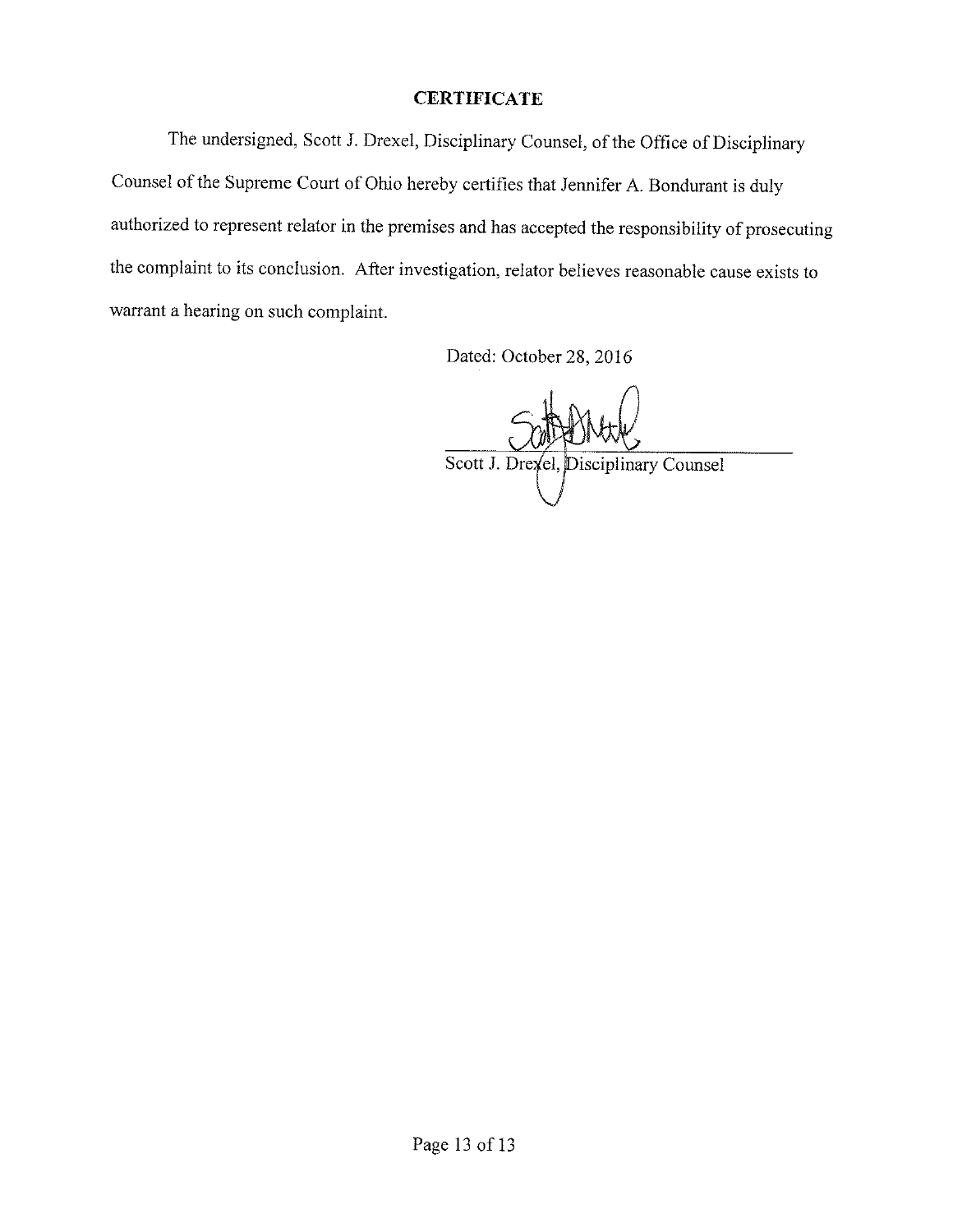**CERTIFICATE**

The undersigned, Scott J. Drexel, Disciplinary Counsel, of the Office of Disciplinary Counsel of the Supreme Court of Ohio hereby certifies that Jennifer A. Bondurant is duly authorized to represent relator in the premises and has accepted the responsibility of prosecuting the complaint to its conclusion. After investigation, relator believes reasonable cause exists to warrant a hearing on such complaint.

Dated: October 28, 2016

Scott J. Drexel, Disciplinary Counsel